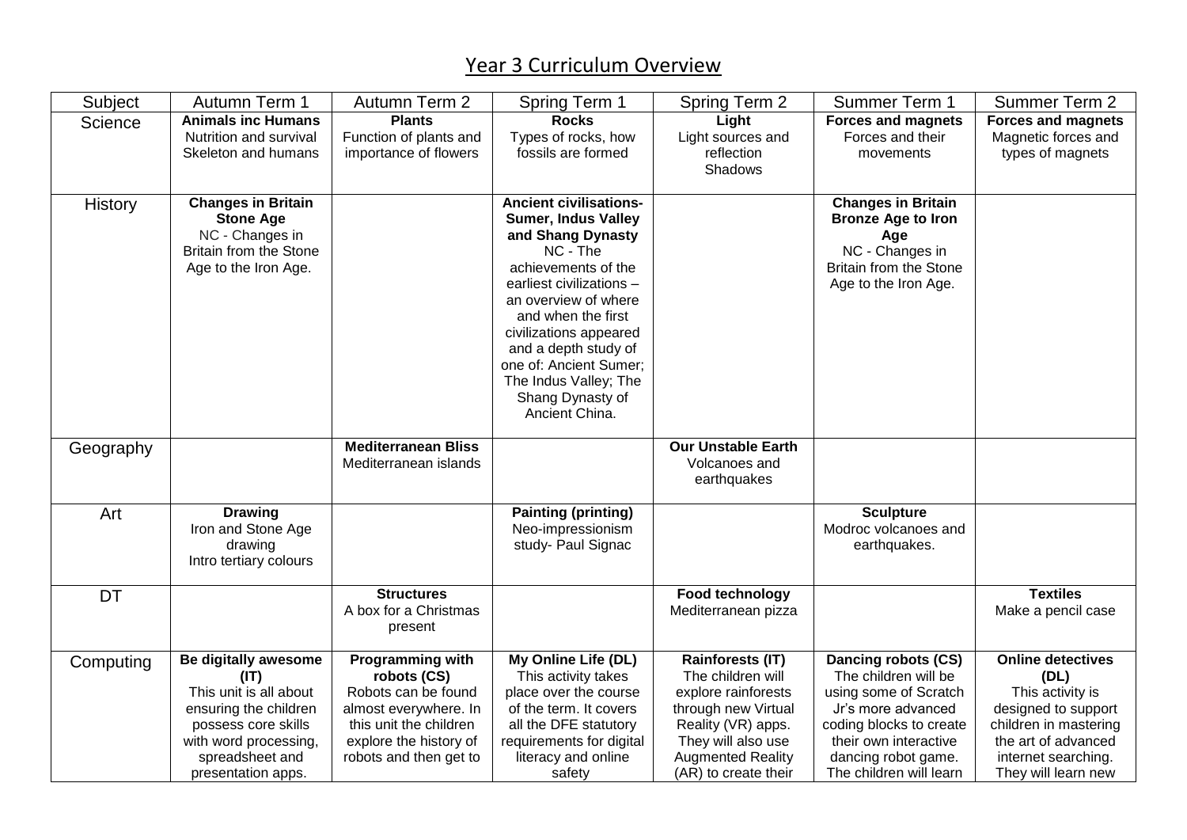# Year 3 Curriculum Overview

| Subject | Autumn Term 1 | Autumn Term 2 | Spring Term 1 | Spring Term 2 | Summer Term 1 | Summer Term 2 |
|---|---|---|---|---|---|---|
| Science | **Animals inc Humans** Nutrition and survival Skeleton and humans | **Plants** Function of plants and importance of flowers | **Rocks** Types of rocks, how fossils are formed | **Light** Light sources and reflection Shadows | **Forces and magnets** Forces and their movements | **Forces and magnets** Magnetic forces and types of magnets |
| History | **Changes in Britain Stone Age** NC - Changes in Britain from the Stone Age to the Iron Age. | | **Ancient civilisations- Sumer, Indus Valley and Shang Dynasty** NC - The achievements of the earliest civilizations – an overview of where and when the first civilizations appeared and a depth study of one of: Ancient Sumer; The Indus Valley; The Shang Dynasty of Ancient China. | | **Changes in Britain Bronze Age to Iron Age** NC - Changes in Britain from the Stone Age to the Iron Age. | |
| Geography | | **Mediterranean Bliss** Mediterranean islands | | **Our Unstable Earth** Volcanoes and earthquakes | | |
| Art | **Drawing** Iron and Stone Age drawing Intro tertiary colours | | **Painting (printing)** Neo-impressionism study- Paul Signac | | **Sculpture** Modroc volcanoes and earthquakes. | |
| DT | | **Structures** A box for a Christmas present | | **Food technology** Mediterranean pizza | | **Textiles** Make a pencil case |
| Computing | **Be digitally awesome (IT)** This unit is all about ensuring the children possess core skills with word processing, spreadsheet and presentation apps. | **Programming with robots (CS)** Robots can be found almost everywhere. In this unit the children explore the history of robots and then get to | **My Online Life (DL)** This activity takes place over the course of the term. It covers all the DFE statutory requirements for digital literacy and online safety | **Rainforests (IT)** The children will explore rainforests through new Virtual Reality (VR) apps. They will also use Augmented Reality (AR) to create their | **Dancing robots (CS)** The children will be using some of Scratch Jr's more advanced coding blocks to create their own interactive dancing robot game. The children will learn | **Online detectives (DL)** This activity is designed to support children in mastering the art of advanced internet searching. They will learn new |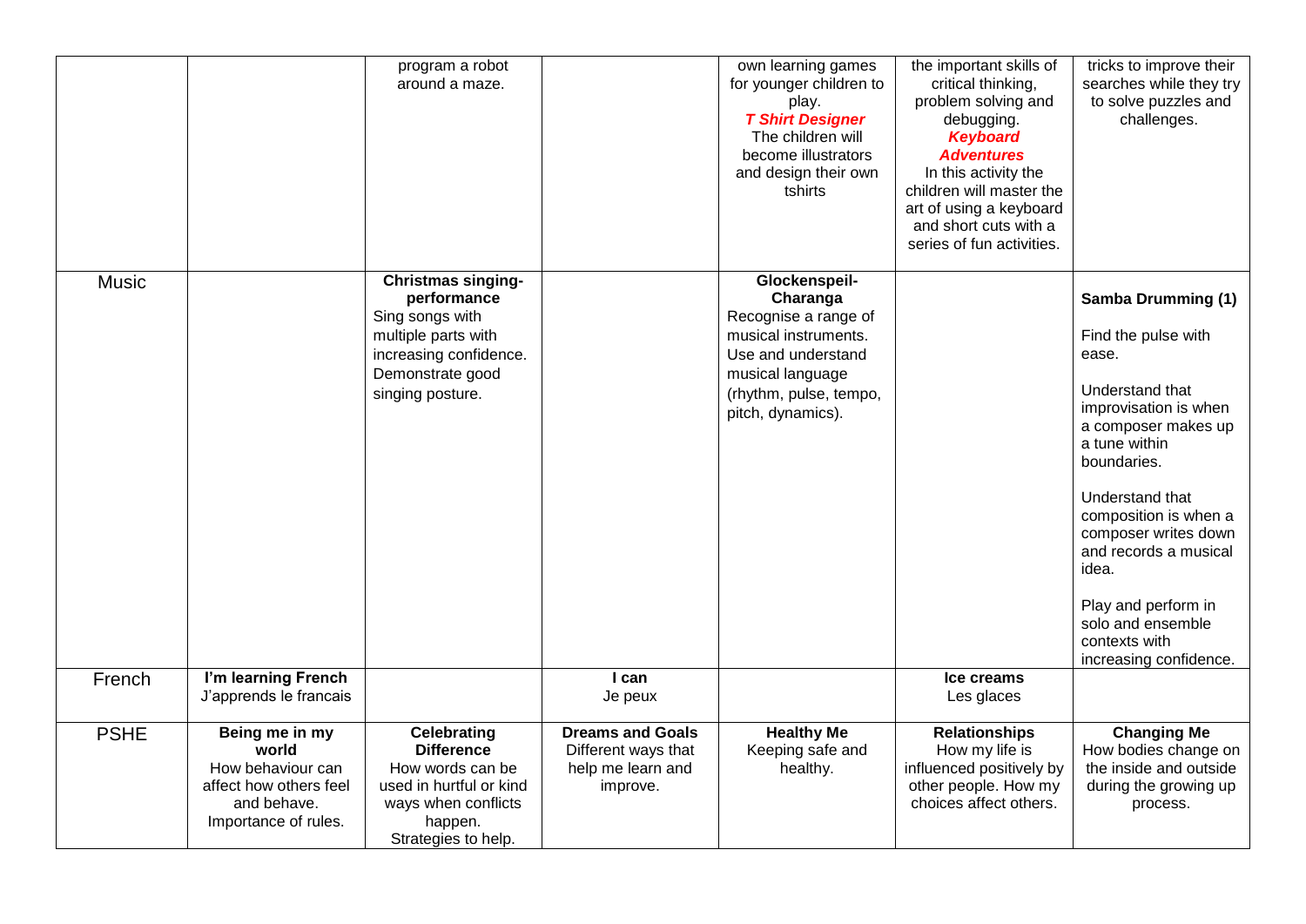| | | | | | | |
|---|---|---|---|---|---|---|
| | | program a robot around a maze. | | own learning games for younger children to play. ***T Shirt Designer*** The children will become illustrators and design their own tshirts | the important skills of critical thinking, problem solving and debugging. ***Keyboard Adventures*** In this activity the children will master the art of using a keyboard and short cuts with a series of fun activities. | tricks to improve their searches while they try to solve puzzles and challenges. |
| Music | | **Christmas singing-performance** Sing songs with multiple parts with increasing confidence. Demonstrate good singing posture. | | **Glockenspeil-Charanga** Recognise a range of musical instruments. Use and understand musical language (rhythm, pulse, tempo, pitch, dynamics). | | **Samba Drumming (1)** Find the pulse with ease. Understand that improvisation is when a composer makes up a tune within boundaries. Understand that composition is when a composer writes down and records a musical idea. Play and perform in solo and ensemble contexts with increasing confidence. |
| French | **I'm learning French** J'apprends le francais | | **I can** Je peux | | **Ice creams** Les glaces | |
| PSHE | **Being me in my world** How behaviour can affect how others feel and behave. Importance of rules. | **Celebrating Difference** How words can be used in hurtful or kind ways when conflicts happen. Strategies to help. | **Dreams and Goals** Different ways that help me learn and improve. | **Healthy Me** Keeping safe and healthy. | **Relationships** How my life is influenced positively by other people. How my choices affect others. | **Changing Me** How bodies change on the inside and outside during the growing up process. |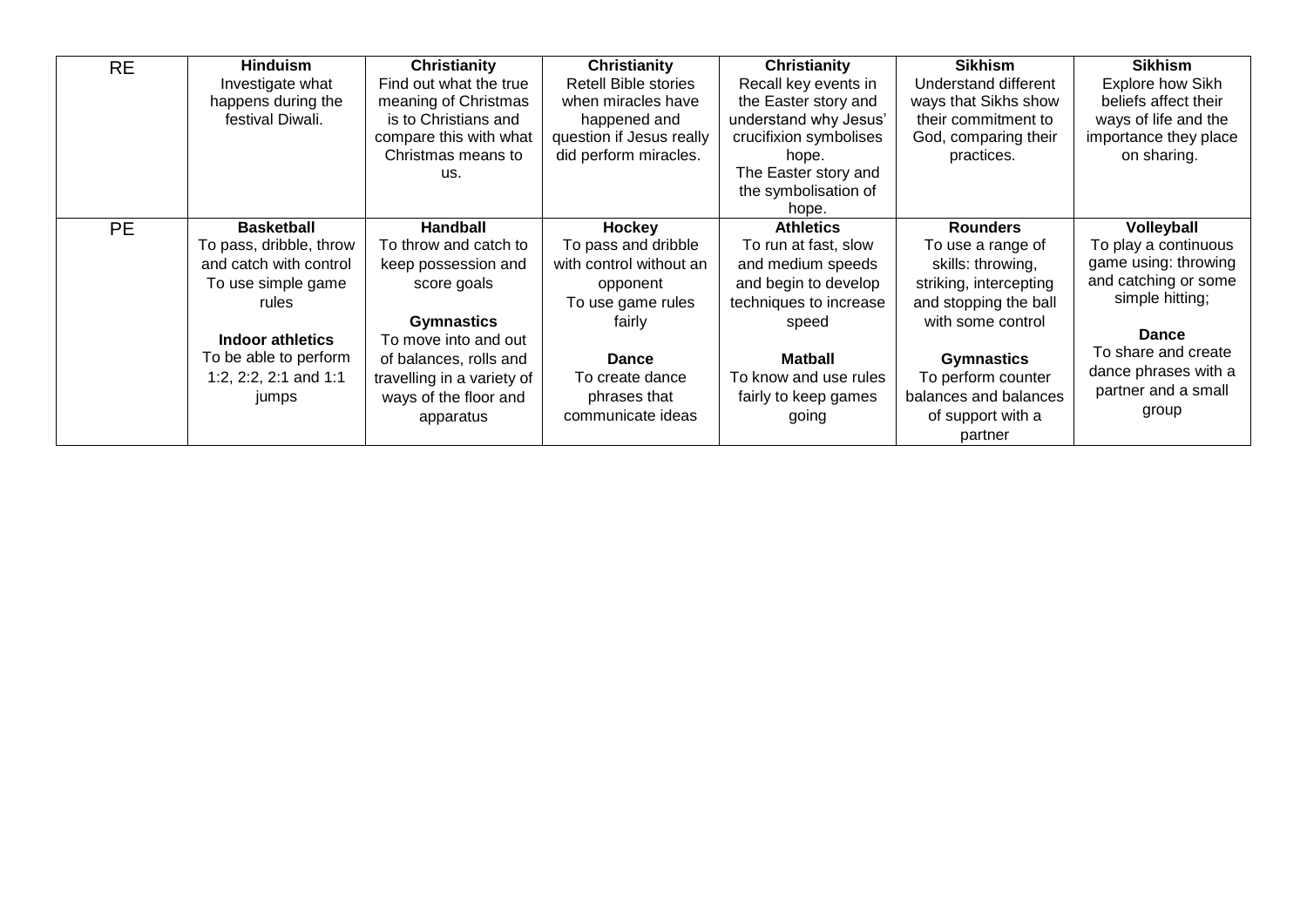| | | | | | | |
|---|---|---|---|---|---|---|
| RE | **Hinduism** Investigate what happens during the festival Diwali. | **Christianity** Find out what the true meaning of Christmas is to Christians and compare this with what Christmas means to us. | **Christianity** Retell Bible stories when miracles have happened and question if Jesus really did perform miracles. | **Christianity** Recall key events in the Easter story and understand why Jesus' crucifixion symbolises hope. The Easter story and the symbolisation of hope. | **Sikhism** Understand different ways that Sikhs show their commitment to God, comparing their practices. | **Sikhism** Explore how Sikh beliefs affect their ways of life and the importance they place on sharing. |
| PE | **Basketball** To pass, dribble, throw and catch with control To use simple game rules **Indoor athletics** To be able to perform 1:2, 2:2, 2:1 and 1:1 jumps | **Handball** To throw and catch to keep possession and score goals **Gymnastics** To move into and out of balances, rolls and travelling in a variety of ways of the floor and apparatus | **Hockey** To pass and dribble with control without an opponent To use game rules fairly **Dance** To create dance phrases that communicate ideas | **Athletics** To run at fast, slow and medium speeds and begin to develop techniques to increase speed **Matball** To know and use rules fairly to keep games going | **Rounders** To use a range of skills: throwing, striking, intercepting and stopping the ball with some control **Gymnastics** To perform counter balances and balances of support with a partner | **Volleyball** To play a continuous game using: throwing and catching or some simple hitting; **Dance** To share and create dance phrases with a partner and a small group |